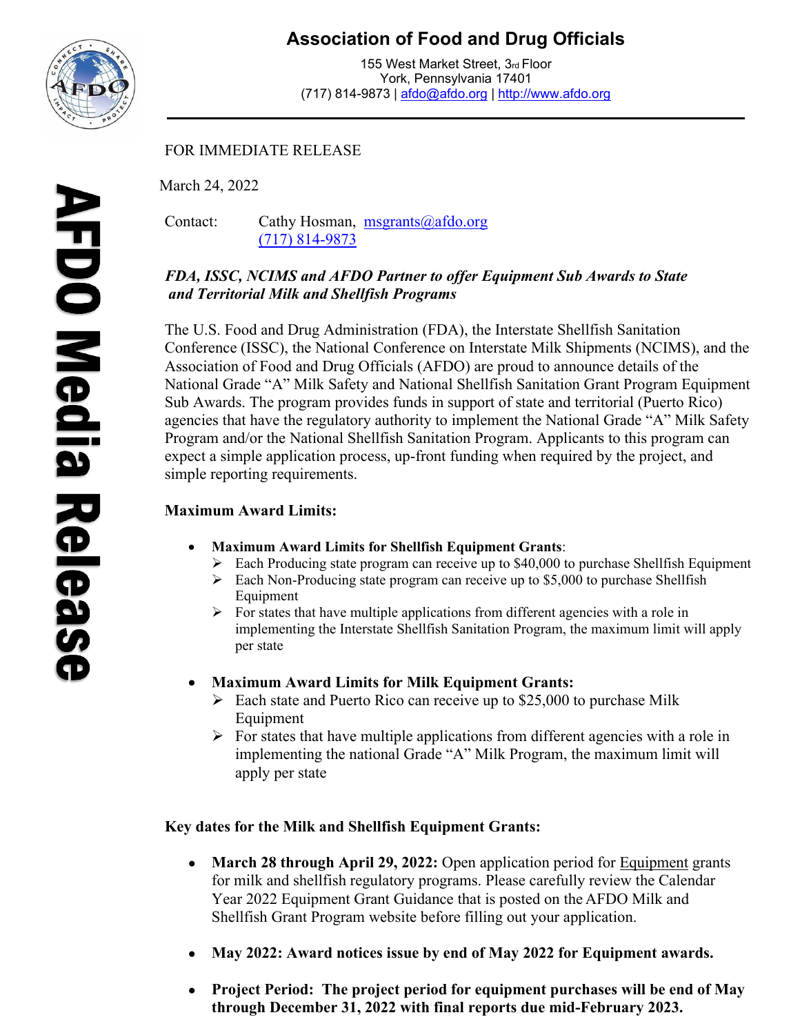# Association of Food and Drug Officials

155 West Market Street, 3rd Floor
York, Pennsylvania 17401
(717) 814-9873 | afdo@afdo.org | http://www.afdo.org

AFDO Media Release

FOR IMMEDIATE RELEASE

March 24, 2022

Contact: Cathy Hosman, msgrants@afdo.org
(717) 814-9873

***FDA, ISSC, NCIMS and AFDO Partner to offer Equipment Sub Awards to State and Territorial Milk and Shellfish Programs***

The U.S. Food and Drug Administration (FDA), the Interstate Shellfish Sanitation Conference (ISSC), the National Conference on Interstate Milk Shipments (NCIMS), and the Association of Food and Drug Officials (AFDO) are proud to announce details of the National Grade "A" Milk Safety and National Shellfish Sanitation Grant Program Equipment Sub Awards. The program provides funds in support of state and territorial (Puerto Rico) agencies that have the regulatory authority to implement the National Grade "A" Milk Safety Program and/or the National Shellfish Sanitation Program. Applicants to this program can expect a simple application process, up-front funding when required by the project, and simple reporting requirements.

**Maximum Award Limits:**

- **Maximum Award Limits for Shellfish Equipment Grants**:
  - Each Producing state program can receive up to $40,000 to purchase Shellfish Equipment
  - Each Non-Producing state program can receive up to $5,000 to purchase Shellfish Equipment
  - For states that have multiple applications from different agencies with a role in implementing the Interstate Shellfish Sanitation Program, the maximum limit will apply per state

- **Maximum Award Limits for Milk Equipment Grants:**
  - Each state and Puerto Rico can receive up to $25,000 to purchase Milk Equipment
  - For states that have multiple applications from different agencies with a role in implementing the national Grade "A" Milk Program, the maximum limit will apply per state

**Key dates for the Milk and Shellfish Equipment Grants:**

- **March 28 through April 29, 2022:** Open application period for Equipment grants for milk and shellfish regulatory programs. Please carefully review the Calendar Year 2022 Equipment Grant Guidance that is posted on the AFDO Milk and Shellfish Grant Program website before filling out your application.

- **May 2022: Award notices issue by end of May 2022 for Equipment awards.**

- **Project Period: The project period for equipment purchases will be end of May through December 31, 2022 with final reports due mid-February 2023.**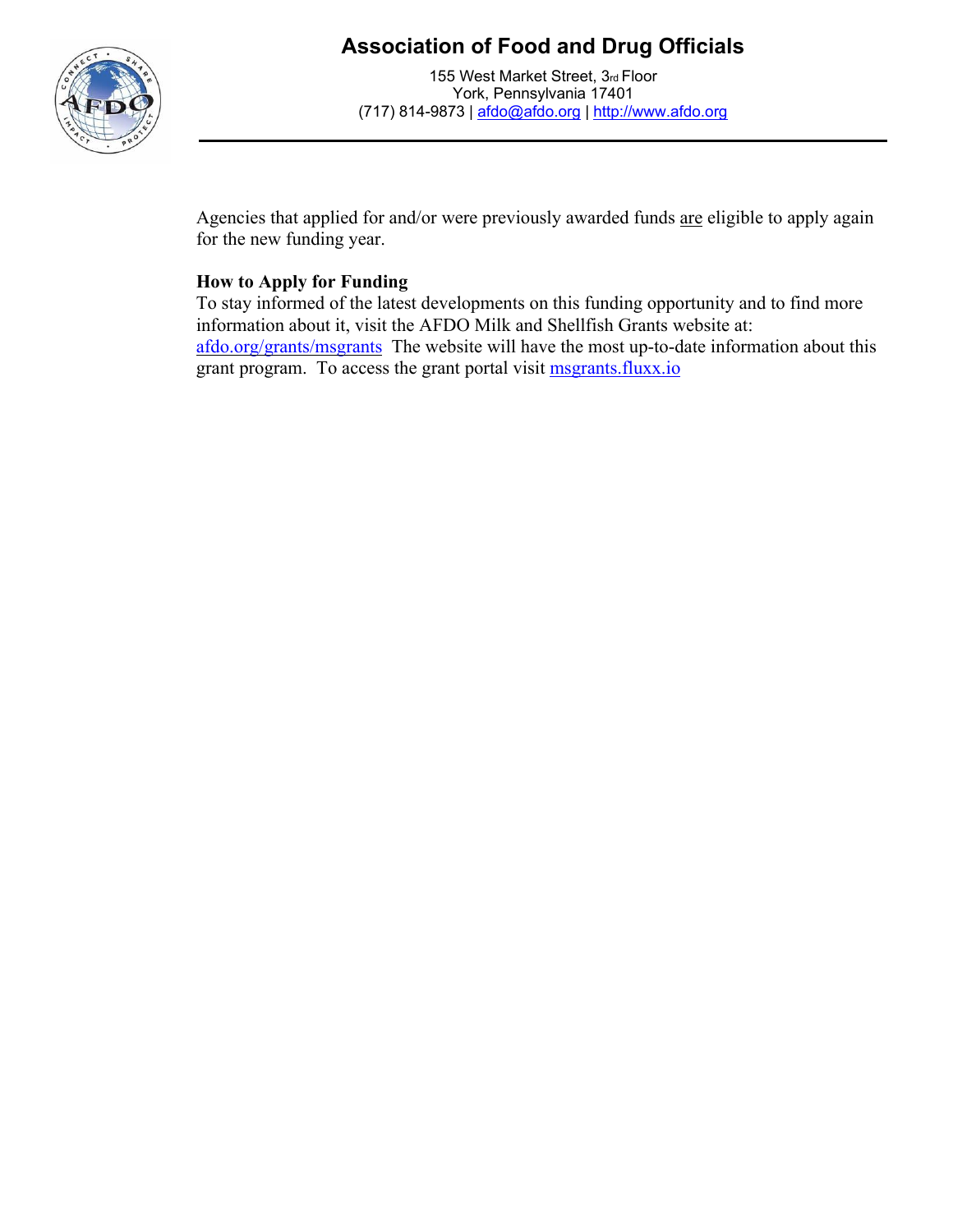Agencies that applied for and/or were previously awarded funds <u>are</u> eligible to apply again for the new funding year.

**How to Apply for Funding**

To stay informed of the latest developments on this funding opportunity and to find more information about it, visit the AFDO Milk and Shellfish Grants website at: [afdo.org/grants/msgrants](afdo.org/grants/msgrants) The website will have the most up-to-date information about this grant program. To access the grant portal visit [msgrants.fluxx.io](msgrants.fluxx.io)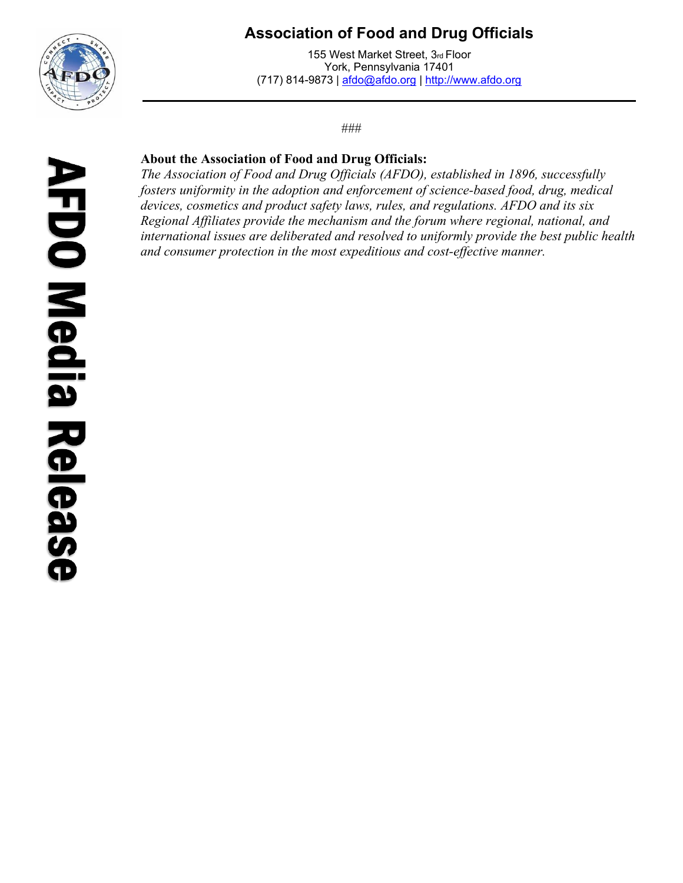# Association of Food and Drug Officials

155 West Market Street, 3rd Floor
York, Pennsylvania 17401
(717) 814-9873 | afdo@afdo.org | http://www.afdo.org

AFDO Media Release

###

**About the Association of Food and Drug Officials:**

*The Association of Food and Drug Officials (AFDO), established in 1896, successfully fosters uniformity in the adoption and enforcement of science-based food, drug, medical devices, cosmetics and product safety laws, rules, and regulations. AFDO and its six Regional Affiliates provide the mechanism and the forum where regional, national, and international issues are deliberated and resolved to uniformly provide the best public health and consumer protection in the most expeditious and cost-effective manner.*